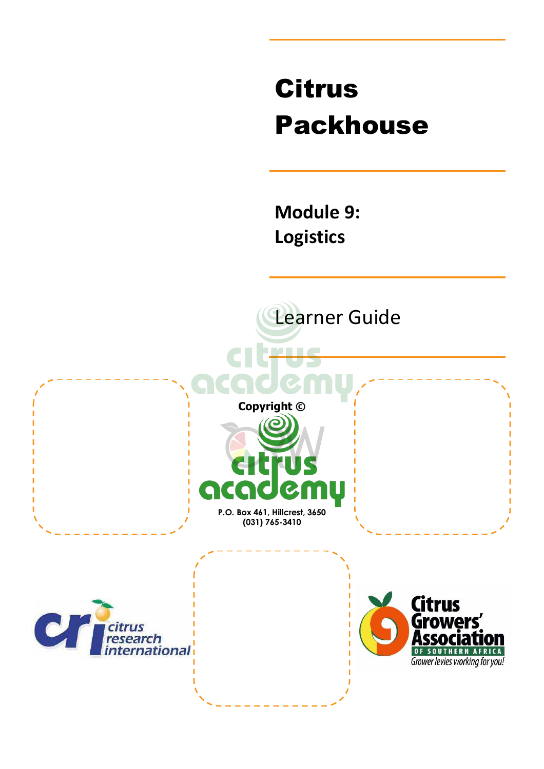# Citrus Packhouse

## Module 9: Logistics

Learner Guide

**Copyright ©**

citrus academy

**P.O. Box 461, Hillcrest, 3650**
**(031) 765-3410**

citrus research international

Citrus Growers' Association OF SOUTHERN AFRICA

*Grower levies working for you!*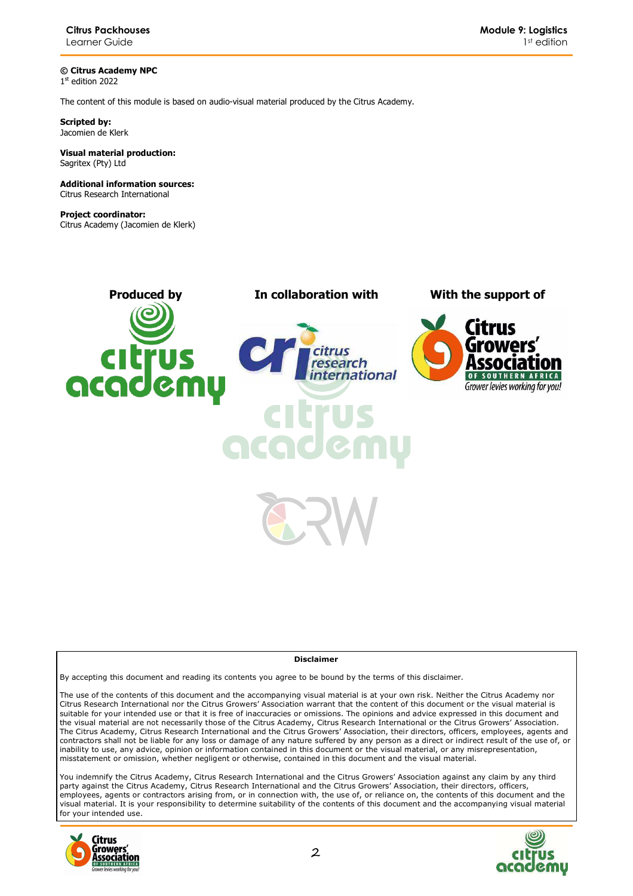**© Citrus Academy NPC**
1st edition 2022

The content of this module is based on audio-visual material produced by the Citrus Academy.

**Scripted by:**
Jacomien de Klerk

**Visual material production:**
Sagritex (Pty) Ltd

**Additional information sources:**
Citrus Research International

**Project coordinator:**
Citrus Academy (Jacomien de Klerk)

**Produced by** | **In collaboration with** | **With the support of**

**Disclaimer**

By accepting this document and reading its contents you agree to be bound by the terms of this disclaimer.

The use of the contents of this document and the accompanying visual material is at your own risk. Neither the Citrus Academy nor Citrus Research International nor the Citrus Growers' Association warrant that the content of this document or the visual material is suitable for your intended use or that it is free of inaccuracies or omissions. The opinions and advice expressed in this document and the visual material are not necessarily those of the Citrus Academy, Citrus Research International or the Citrus Growers' Association. The Citrus Academy, Citrus Research International and the Citrus Growers' Association, their directors, officers, employees, agents and contractors shall not be liable for any loss or damage of any nature suffered by any person as a direct or indirect result of the use of, or inability to use, any advice, opinion or information contained in this document or the visual material, or any misrepresentation, misstatement or omission, whether negligent or otherwise, contained in this document and the visual material.

You indemnify the Citrus Academy, Citrus Research International and the Citrus Growers' Association against any claim by any third party against the Citrus Academy, Citrus Research International and the Citrus Growers' Association, their directors, officers, employees, agents or contractors arising from, or in connection with, the use of, or reliance on, the contents of this document and the visual material. It is your responsibility to determine suitability of the contents of this document and the accompanying visual material for your intended use.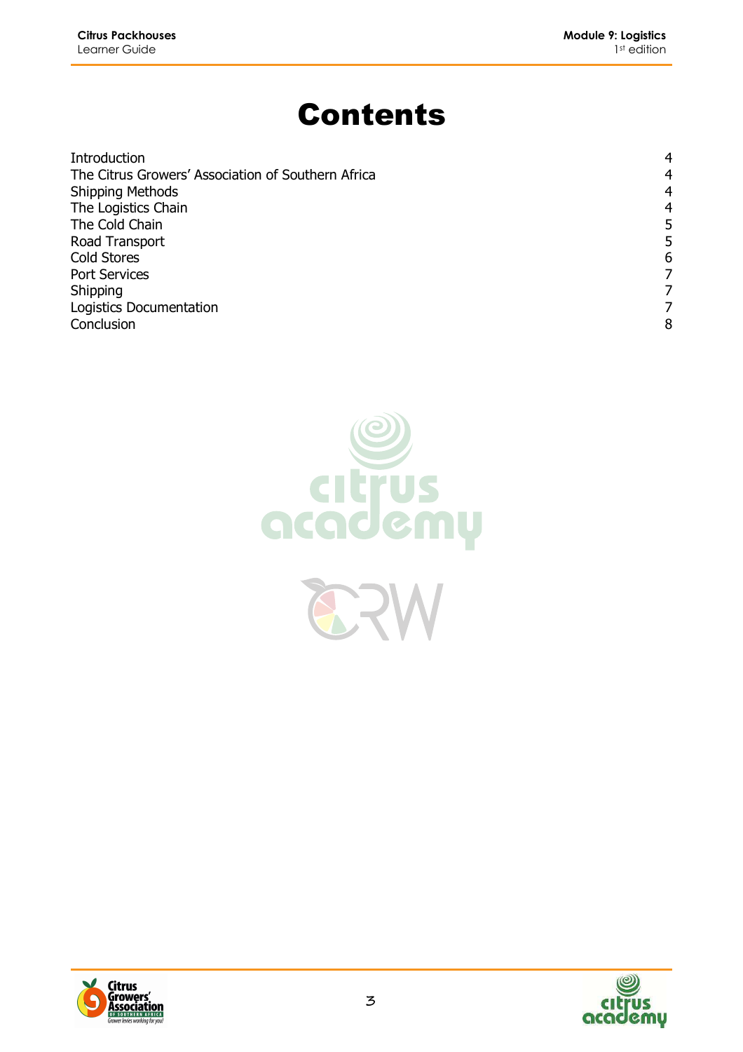# Contents

| | |
|---|---|
| Introduction | 4 |
| The Citrus Growers' Association of Southern Africa | 4 |
| Shipping Methods | 4 |
| The Logistics Chain | 4 |
| The Cold Chain | 5 |
| Road Transport | 5 |
| Cold Stores | 6 |
| Port Services | 7 |
| Shipping | 7 |
| Logistics Documentation | 7 |
| Conclusion | 8 |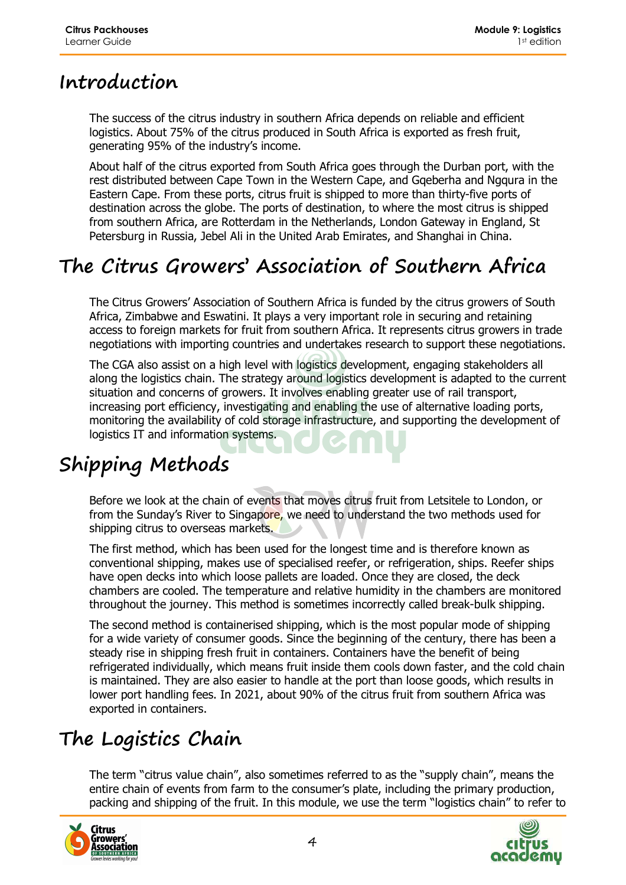# Introduction

The success of the citrus industry in southern Africa depends on reliable and efficient logistics. About 75% of the citrus produced in South Africa is exported as fresh fruit, generating 95% of the industry's income.

About half of the citrus exported from South Africa goes through the Durban port, with the rest distributed between Cape Town in the Western Cape, and Gqeberha and Ngqura in the Eastern Cape. From these ports, citrus fruit is shipped to more than thirty-five ports of destination across the globe. The ports of destination, to where the most citrus is shipped from southern Africa, are Rotterdam in the Netherlands, London Gateway in England, St Petersburg in Russia, Jebel Ali in the United Arab Emirates, and Shanghai in China.

# The Citrus Growers' Association of Southern Africa

The Citrus Growers' Association of Southern Africa is funded by the citrus growers of South Africa, Zimbabwe and Eswatini. It plays a very important role in securing and retaining access to foreign markets for fruit from southern Africa. It represents citrus growers in trade negotiations with importing countries and undertakes research to support these negotiations.

The CGA also assist on a high level with logistics development, engaging stakeholders all along the logistics chain. The strategy around logistics development is adapted to the current situation and concerns of growers. It involves enabling greater use of rail transport, increasing port efficiency, investigating and enabling the use of alternative loading ports, monitoring the availability of cold storage infrastructure, and supporting the development of logistics IT and information systems.

# Shipping Methods

Before we look at the chain of events that moves citrus fruit from Letsitele to London, or from the Sunday's River to Singapore, we need to understand the two methods used for shipping citrus to overseas markets.

The first method, which has been used for the longest time and is therefore known as conventional shipping, makes use of specialised reefer, or refrigeration, ships. Reefer ships have open decks into which loose pallets are loaded. Once they are closed, the deck chambers are cooled. The temperature and relative humidity in the chambers are monitored throughout the journey. This method is sometimes incorrectly called break-bulk shipping.

The second method is containerised shipping, which is the most popular mode of shipping for a wide variety of consumer goods. Since the beginning of the century, there has been a steady rise in shipping fresh fruit in containers. Containers have the benefit of being refrigerated individually, which means fruit inside them cools down faster, and the cold chain is maintained. They are also easier to handle at the port than loose goods, which results in lower port handling fees. In 2021, about 90% of the citrus fruit from southern Africa was exported in containers.

# The Logistics Chain

The term "citrus value chain", also sometimes referred to as the "supply chain", means the entire chain of events from farm to the consumer's plate, including the primary production, packing and shipping of the fruit. In this module, we use the term "logistics chain" to refer to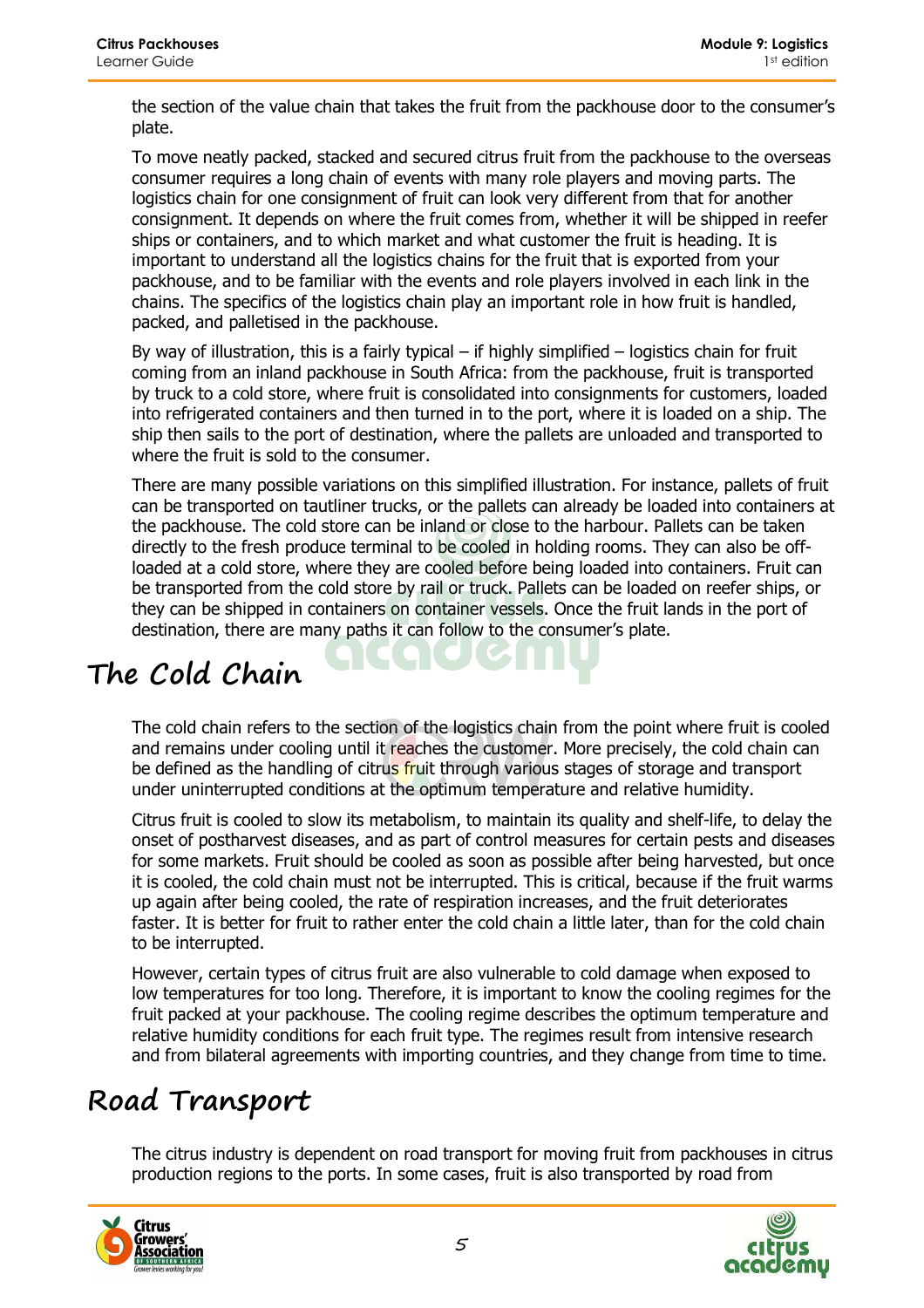the section of the value chain that takes the fruit from the packhouse door to the consumer's plate.

To move neatly packed, stacked and secured citrus fruit from the packhouse to the overseas consumer requires a long chain of events with many role players and moving parts. The logistics chain for one consignment of fruit can look very different from that for another consignment. It depends on where the fruit comes from, whether it will be shipped in reefer ships or containers, and to which market and what customer the fruit is heading. It is important to understand all the logistics chains for the fruit that is exported from your packhouse, and to be familiar with the events and role players involved in each link in the chains. The specifics of the logistics chain play an important role in how fruit is handled, packed, and palletised in the packhouse.

By way of illustration, this is a fairly typical – if highly simplified – logistics chain for fruit coming from an inland packhouse in South Africa: from the packhouse, fruit is transported by truck to a cold store, where fruit is consolidated into consignments for customers, loaded into refrigerated containers and then turned in to the port, where it is loaded on a ship. The ship then sails to the port of destination, where the pallets are unloaded and transported to where the fruit is sold to the consumer.

There are many possible variations on this simplified illustration. For instance, pallets of fruit can be transported on tautliner trucks, or the pallets can already be loaded into containers at the packhouse. The cold store can be inland or close to the harbour. Pallets can be taken directly to the fresh produce terminal to be cooled in holding rooms. They can also be off-loaded at a cold store, where they are cooled before being loaded into containers. Fruit can be transported from the cold store by rail or truck. Pallets can be loaded on reefer ships, or they can be shipped in containers on container vessels. Once the fruit lands in the port of destination, there are many paths it can follow to the consumer's plate.

## The Cold Chain

The cold chain refers to the section of the logistics chain from the point where fruit is cooled and remains under cooling until it reaches the customer. More precisely, the cold chain can be defined as the handling of citrus fruit through various stages of storage and transport under uninterrupted conditions at the optimum temperature and relative humidity.

Citrus fruit is cooled to slow its metabolism, to maintain its quality and shelf-life, to delay the onset of postharvest diseases, and as part of control measures for certain pests and diseases for some markets. Fruit should be cooled as soon as possible after being harvested, but once it is cooled, the cold chain must not be interrupted. This is critical, because if the fruit warms up again after being cooled, the rate of respiration increases, and the fruit deteriorates faster. It is better for fruit to rather enter the cold chain a little later, than for the cold chain to be interrupted.

However, certain types of citrus fruit are also vulnerable to cold damage when exposed to low temperatures for too long. Therefore, it is important to know the cooling regimes for the fruit packed at your packhouse. The cooling regime describes the optimum temperature and relative humidity conditions for each fruit type. The regimes result from intensive research and from bilateral agreements with importing countries, and they change from time to time.

## Road Transport

The citrus industry is dependent on road transport for moving fruit from packhouses in citrus production regions to the ports. In some cases, fruit is also transported by road from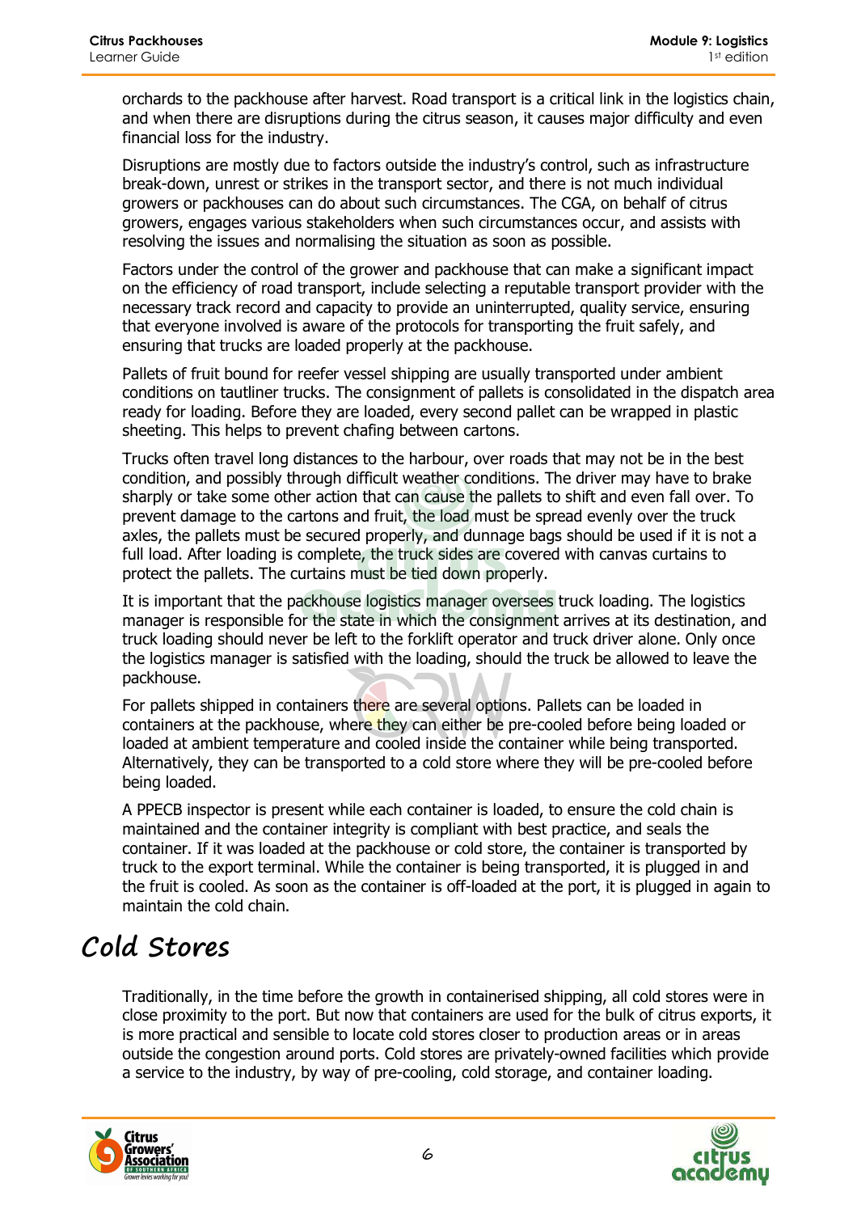orchards to the packhouse after harvest. Road transport is a critical link in the logistics chain, and when there are disruptions during the citrus season, it causes major difficulty and even financial loss for the industry.

Disruptions are mostly due to factors outside the industry's control, such as infrastructure break-down, unrest or strikes in the transport sector, and there is not much individual growers or packhouses can do about such circumstances. The CGA, on behalf of citrus growers, engages various stakeholders when such circumstances occur, and assists with resolving the issues and normalising the situation as soon as possible.

Factors under the control of the grower and packhouse that can make a significant impact on the efficiency of road transport, include selecting a reputable transport provider with the necessary track record and capacity to provide an uninterrupted, quality service, ensuring that everyone involved is aware of the protocols for transporting the fruit safely, and ensuring that trucks are loaded properly at the packhouse.

Pallets of fruit bound for reefer vessel shipping are usually transported under ambient conditions on tautliner trucks. The consignment of pallets is consolidated in the dispatch area ready for loading. Before they are loaded, every second pallet can be wrapped in plastic sheeting. This helps to prevent chafing between cartons.

Trucks often travel long distances to the harbour, over roads that may not be in the best condition, and possibly through difficult weather conditions. The driver may have to brake sharply or take some other action that can cause the pallets to shift and even fall over. To prevent damage to the cartons and fruit, the load must be spread evenly over the truck axles, the pallets must be secured properly, and dunnage bags should be used if it is not a full load. After loading is complete, the truck sides are covered with canvas curtains to protect the pallets. The curtains must be tied down properly.

It is important that the packhouse logistics manager oversees truck loading. The logistics manager is responsible for the state in which the consignment arrives at its destination, and truck loading should never be left to the forklift operator and truck driver alone. Only once the logistics manager is satisfied with the loading, should the truck be allowed to leave the packhouse.

For pallets shipped in containers there are several options. Pallets can be loaded in containers at the packhouse, where they can either be pre-cooled before being loaded or loaded at ambient temperature and cooled inside the container while being transported. Alternatively, they can be transported to a cold store where they will be pre-cooled before being loaded.

A PPECB inspector is present while each container is loaded, to ensure the cold chain is maintained and the container integrity is compliant with best practice, and seals the container. If it was loaded at the packhouse or cold store, the container is transported by truck to the export terminal. While the container is being transported, it is plugged in and the fruit is cooled. As soon as the container is off-loaded at the port, it is plugged in again to maintain the cold chain.

# Cold Stores

Traditionally, in the time before the growth in containerised shipping, all cold stores were in close proximity to the port. But now that containers are used for the bulk of citrus exports, it is more practical and sensible to locate cold stores closer to production areas or in areas outside the congestion around ports. Cold stores are privately-owned facilities which provide a service to the industry, by way of pre-cooling, cold storage, and container loading.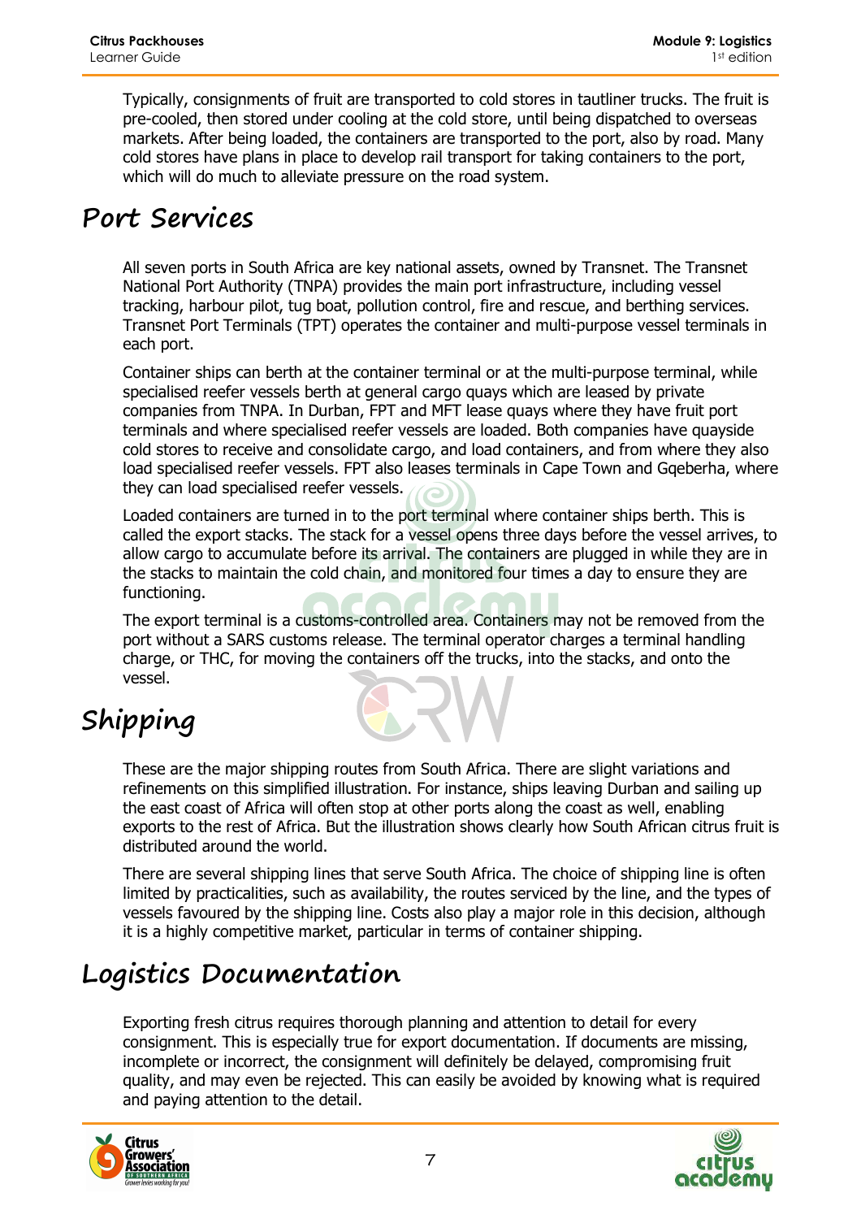Typically, consignments of fruit are transported to cold stores in tautliner trucks. The fruit is pre-cooled, then stored under cooling at the cold store, until being dispatched to overseas markets. After being loaded, the containers are transported to the port, also by road. Many cold stores have plans in place to develop rail transport for taking containers to the port, which will do much to alleviate pressure on the road system.

## Port Services

All seven ports in South Africa are key national assets, owned by Transnet. The Transnet National Port Authority (TNPA) provides the main port infrastructure, including vessel tracking, harbour pilot, tug boat, pollution control, fire and rescue, and berthing services. Transnet Port Terminals (TPT) operates the container and multi-purpose vessel terminals in each port.

Container ships can berth at the container terminal or at the multi-purpose terminal, while specialised reefer vessels berth at general cargo quays which are leased by private companies from TNPA. In Durban, FPT and MFT lease quays where they have fruit port terminals and where specialised reefer vessels are loaded. Both companies have quayside cold stores to receive and consolidate cargo, and load containers, and from where they also load specialised reefer vessels. FPT also leases terminals in Cape Town and Gqeberha, where they can load specialised reefer vessels.

Loaded containers are turned in to the port terminal where container ships berth. This is called the export stacks. The stack for a vessel opens three days before the vessel arrives, to allow cargo to accumulate before its arrival. The containers are plugged in while they are in the stacks to maintain the cold chain, and monitored four times a day to ensure they are functioning.

The export terminal is a customs-controlled area. Containers may not be removed from the port without a SARS customs release. The terminal operator charges a terminal handling charge, or THC, for moving the containers off the trucks, into the stacks, and onto the vessel.

## Shipping

These are the major shipping routes from South Africa. There are slight variations and refinements on this simplified illustration. For instance, ships leaving Durban and sailing up the east coast of Africa will often stop at other ports along the coast as well, enabling exports to the rest of Africa. But the illustration shows clearly how South African citrus fruit is distributed around the world.

There are several shipping lines that serve South Africa. The choice of shipping line is often limited by practicalities, such as availability, the routes serviced by the line, and the types of vessels favoured by the shipping line. Costs also play a major role in this decision, although it is a highly competitive market, particular in terms of container shipping.

## Logistics Documentation

Exporting fresh citrus requires thorough planning and attention to detail for every consignment. This is especially true for export documentation. If documents are missing, incomplete or incorrect, the consignment will definitely be delayed, compromising fruit quality, and may even be rejected. This can easily be avoided by knowing what is required and paying attention to the detail.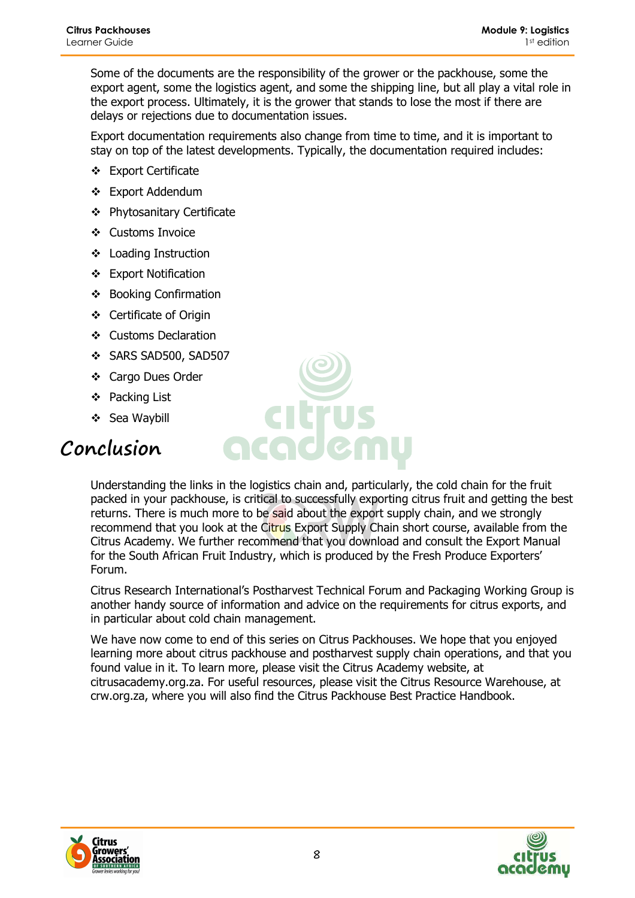Some of the documents are the responsibility of the grower or the packhouse, some the export agent, some the logistics agent, and some the shipping line, but all play a vital role in the export process. Ultimately, it is the grower that stands to lose the most if there are delays or rejections due to documentation issues.

Export documentation requirements also change from time to time, and it is important to stay on top of the latest developments. Typically, the documentation required includes:

- Export Certificate
- Export Addendum
- Phytosanitary Certificate
- Customs Invoice
- Loading Instruction
- Export Notification
- Booking Confirmation
- Certificate of Origin
- Customs Declaration
- SARS SAD500, SAD507
- Cargo Dues Order
- Packing List
- Sea Waybill

# Conclusion

Understanding the links in the logistics chain and, particularly, the cold chain for the fruit packed in your packhouse, is critical to successfully exporting citrus fruit and getting the best returns. There is much more to be said about the export supply chain, and we strongly recommend that you look at the Citrus Export Supply Chain short course, available from the Citrus Academy. We further recommend that you download and consult the Export Manual for the South African Fruit Industry, which is produced by the Fresh Produce Exporters' Forum.

Citrus Research International's Postharvest Technical Forum and Packaging Working Group is another handy source of information and advice on the requirements for citrus exports, and in particular about cold chain management.

We have now come to end of this series on Citrus Packhouses. We hope that you enjoyed learning more about citrus packhouse and postharvest supply chain operations, and that you found value in it. To learn more, please visit the Citrus Academy website, at citrusacademy.org.za. For useful resources, please visit the Citrus Resource Warehouse, at crw.org.za, where you will also find the Citrus Packhouse Best Practice Handbook.